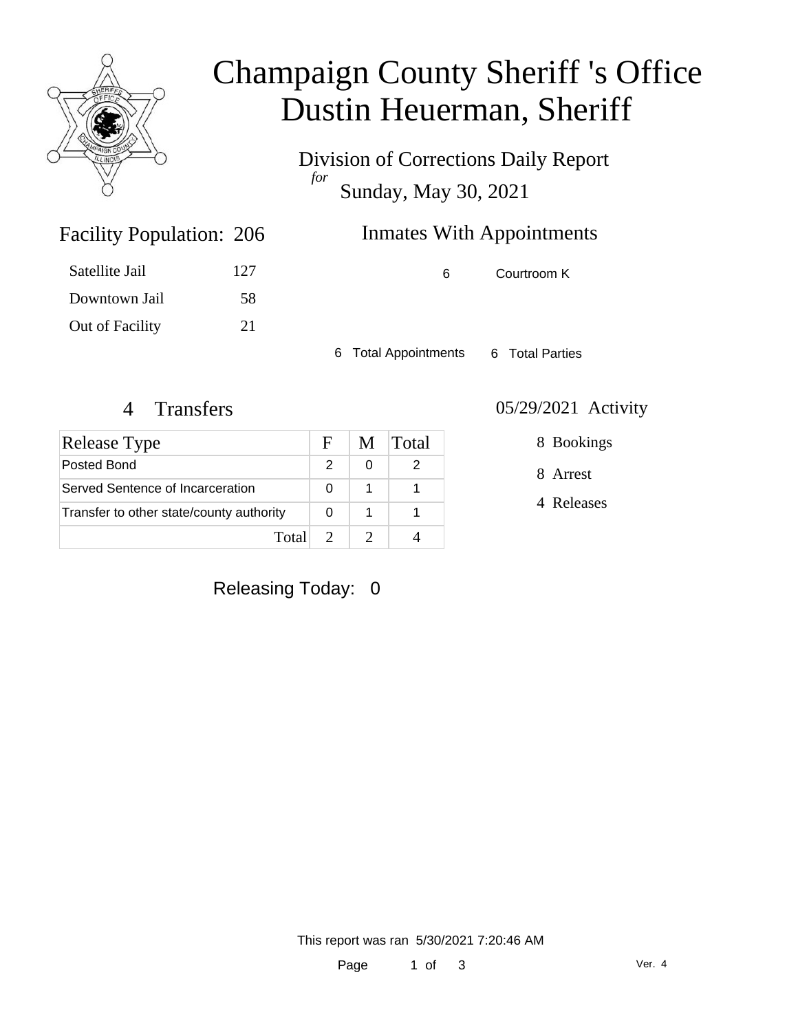# Champaign County Sheriff 's Office
# Dustin Heuerman, Sheriff

Division of Corrections Daily Report
*for*
Sunday, May 30, 2021

## Facility Population: 206

| | |
|---|---|
| Satellite Jail | 127 |
| Downtown Jail | 58 |
| Out of Facility | 21 |

## Inmates With Appointments

| | |
|---|---|
| 6 | Courtroom K |

6 Total Appointments    6 Total Parties

## 4 Transfers

| Release Type | F | M | Total |
|---|---|---|---|
| Posted Bond | 2 | 0 | 2 |
| Served Sentence of Incarceration | 0 | 1 | 1 |
| Transfer to other state/county authority | 0 | 1 | 1 |
| Total | 2 | 2 | 4 |

## 05/29/2021 Activity

8 Bookings

8 Arrest

4 Releases

Releasing Today: 0

This report was ran 5/30/2021 7:20:46 AM

Ver. 4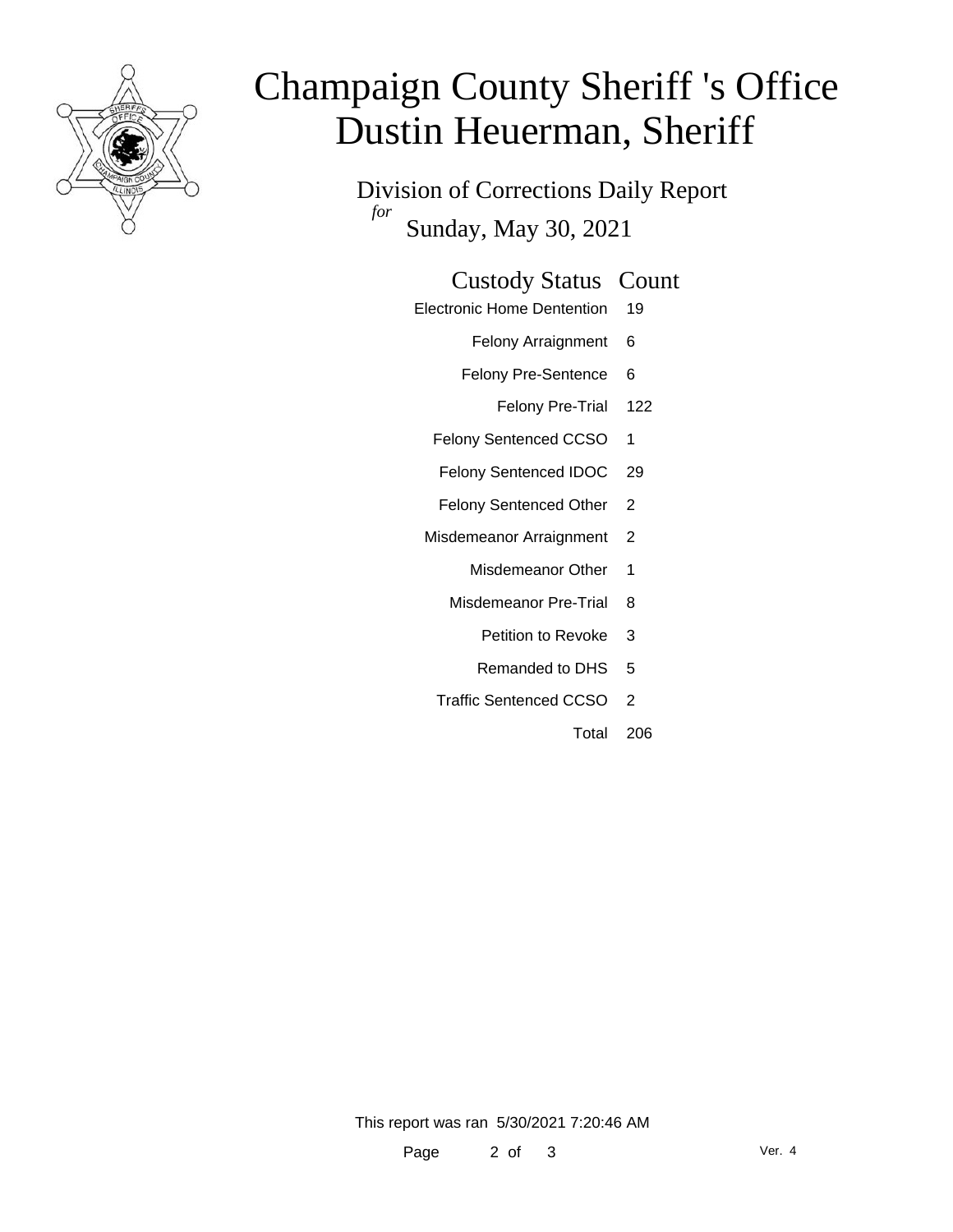# Champaign County Sheriff 's Office
# Dustin Heuerman, Sheriff

Division of Corrections Daily Report

*for*

Sunday, May 30, 2021

| Custody Status | Count |
| --- | --- |
| Electronic Home Dentention | 19 |
| Felony Arraignment | 6 |
| Felony Pre-Sentence | 6 |
| Felony Pre-Trial | 122 |
| Felony Sentenced CCSO | 1 |
| Felony Sentenced IDOC | 29 |
| Felony Sentenced Other | 2 |
| Misdemeanor Arraignment | 2 |
| Misdemeanor Other | 1 |
| Misdemeanor Pre-Trial | 8 |
| Petition to Revoke | 3 |
| Remanded to DHS | 5 |
| Traffic Sentenced CCSO | 2 |
| Total | 206 |

This report was ran 5/30/2021 7:20:46 AM

Ver. 4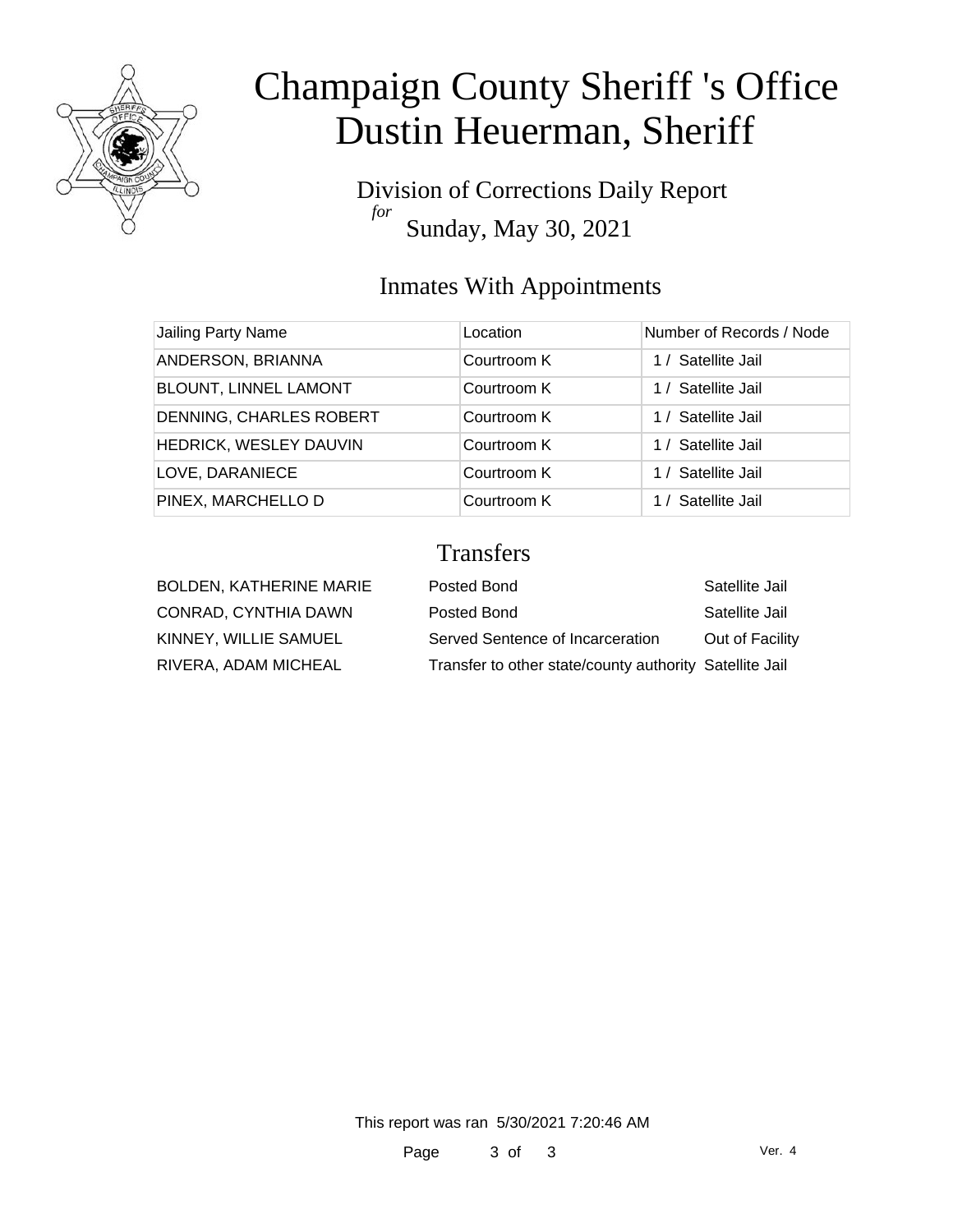# Champaign County Sheriff 's Office
# Dustin Heuerman, Sheriff

Division of Corrections Daily Report
*for*
Sunday, May 30, 2021

## Inmates With Appointments

| Jailing Party Name | Location | Number of Records / Node |
|---|---|---|
| ANDERSON, BRIANNA | Courtroom K | 1 / Satellite Jail |
| BLOUNT, LINNEL LAMONT | Courtroom K | 1 / Satellite Jail |
| DENNING, CHARLES ROBERT | Courtroom K | 1 / Satellite Jail |
| HEDRICK, WESLEY DAUVIN | Courtroom K | 1 / Satellite Jail |
| LOVE, DARANIECE | Courtroom K | 1 / Satellite Jail |
| PINEX, MARCHELLO D | Courtroom K | 1 / Satellite Jail |

## Transfers

| | | |
|---|---|---|
| BOLDEN, KATHERINE MARIE | Posted Bond | Satellite Jail |
| CONRAD, CYNTHIA DAWN | Posted Bond | Satellite Jail |
| KINNEY, WILLIE SAMUEL | Served Sentence of Incarceration | Out of Facility |
| RIVERA, ADAM MICHEAL | Transfer to other state/county authority | Satellite Jail |

This report was ran 5/30/2021 7:20:46 AM

Ver. 4